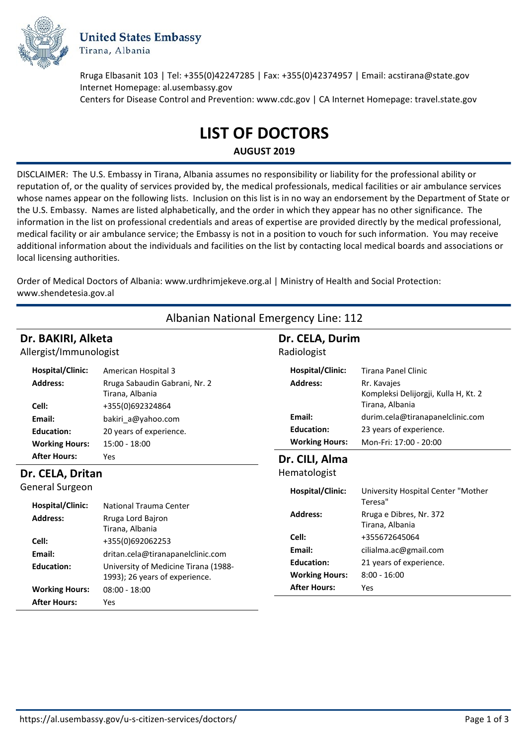**United States Embassy**
Tirana, Albania

Rruga Elbasanit 103 | Tel: +355(0)42247285 | Fax: +355(0)42374957 | Email: acstirana@state.gov
Internet Homepage: al.usembassy.gov
Centers for Disease Control and Prevention: www.cdc.gov | CA Internet Homepage: travel.state.gov

# LIST OF DOCTORS

**AUGUST 2019**

DISCLAIMER: The U.S. Embassy in Tirana, Albania assumes no responsibility or liability for the professional ability or reputation of, or the quality of services provided by, the medical professionals, medical facilities or air ambulance services whose names appear on the following lists. Inclusion on this list is in no way an endorsement by the Department of State or the U.S. Embassy. Names are listed alphabetically, and the order in which they appear has no other significance. The information in the list on professional credentials and areas of expertise are provided directly by the medical professional, medical facility or air ambulance service; the Embassy is not in a position to vouch for such information. You may receive additional information about the individuals and facilities on the list by contacting local medical boards and associations or local licensing authorities.

Order of Medical Doctors of Albania: www.urdhrimjekeve.org.al | Ministry of Health and Social Protection: www.shendetesia.gov.al

Albanian National Emergency Line: 112

## Dr. BAKIRI, Alketa

Allergist/Immunologist

| | |
|---|---|
| **Hospital/Clinic:** | American Hospital 3 |
| **Address:** | Rruga Sabaudin Gabrani, Nr. 2<br>Tirana, Albania |
| **Cell:** | +355(0)692324864 |
| **Email:** | bakiri_a@yahoo.com |
| **Education:** | 20 years of experience. |
| **Working Hours:** | 15:00 - 18:00 |
| **After Hours:** | Yes |

## Dr. CELA, Dritan

General Surgeon

| | |
|---|---|
| **Hospital/Clinic:** | National Trauma Center |
| **Address:** | Rruga Lord Bajron<br>Tirana, Albania |
| **Cell:** | +355(0)692062253 |
| **Email:** | dritan.cela@tiranapanelclinic.com |
| **Education:** | University of Medicine Tirana (1988-1993); 26 years of experience. |
| **Working Hours:** | 08:00 - 18:00 |
| **After Hours:** | Yes |

## Dr. CELA, Durim

Radiologist

| | |
|---|---|
| **Hospital/Clinic:** | Tirana Panel Clinic |
| **Address:** | Rr. Kavajes<br>Kompleksi Delijorgji, Kulla H, Kt. 2<br>Tirana, Albania |
| **Email:** | durim.cela@tiranapanelclinic.com |
| **Education:** | 23 years of experience. |
| **Working Hours:** | Mon-Fri: 17:00 - 20:00 |

## Dr. CILI, Alma

Hematologist

| | |
|---|---|
| **Hospital/Clinic:** | University Hospital Center "Mother Teresa" |
| **Address:** | Rruga e Dibres, Nr. 372<br>Tirana, Albania |
| **Cell:** | +355672645064 |
| **Email:** | cilialma.ac@gmail.com |
| **Education:** | 21 years of experience. |
| **Working Hours:** | 8:00 - 16:00 |
| **After Hours:** | Yes |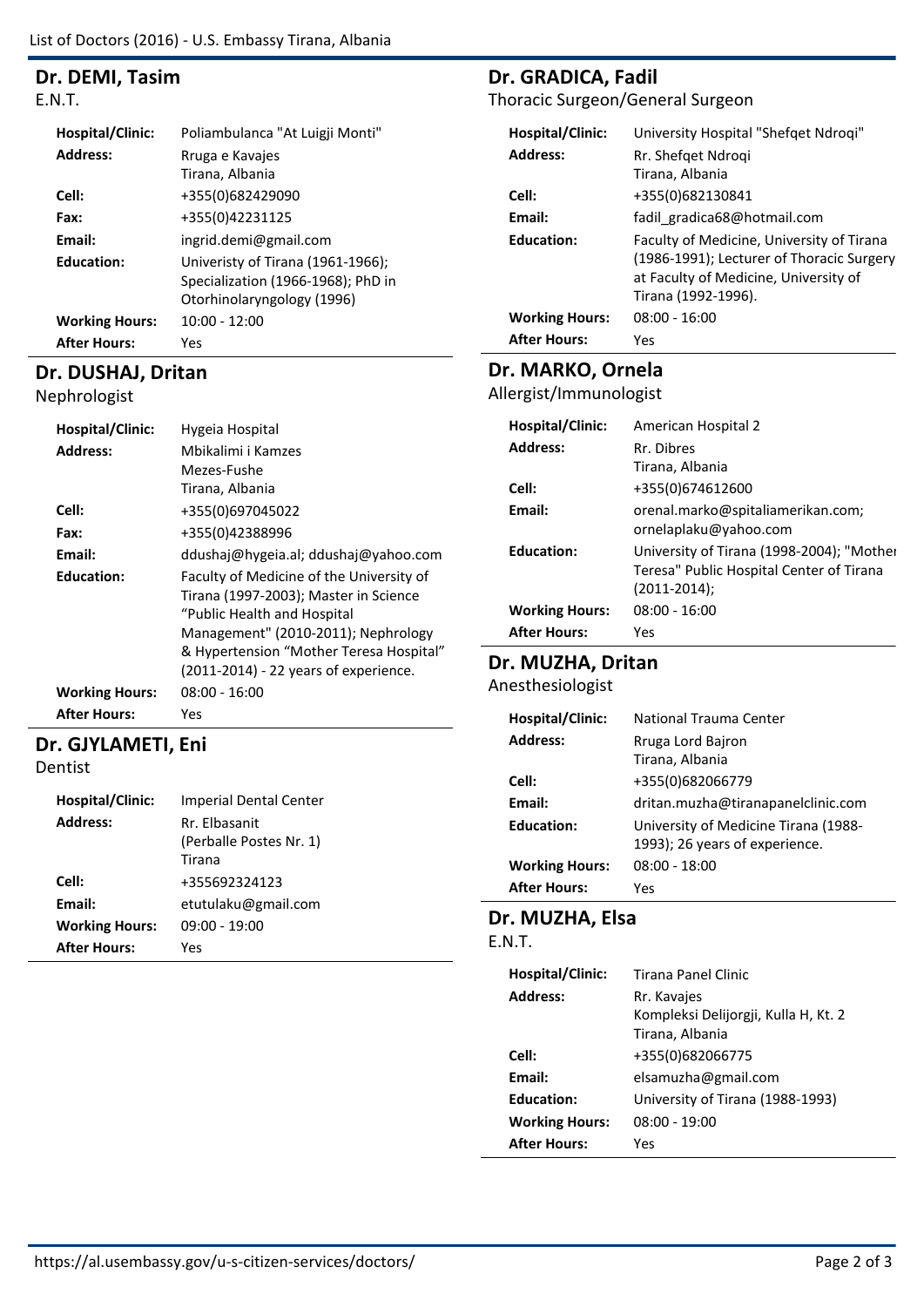## Dr. DEMI, Tasim

E.N.T.

| | |
|---|---|
| **Hospital/Clinic:** | Poliambulanca "At Luigji Monti" |
| **Address:** | Rruga e Kavajes<br>Tirana, Albania |
| **Cell:** | +355(0)682429090 |
| **Fax:** | +355(0)42231125 |
| **Email:** | ingrid.demi@gmail.com |
| **Education:** | Univeristy of Tirana (1961-1966); Specialization (1966-1968); PhD in Otorhinolaryngology (1996) |
| **Working Hours:** | 10:00 - 12:00 |
| **After Hours:** | Yes |

## Dr. DUSHAJ, Dritan

Nephrologist

| | |
|---|---|
| **Hospital/Clinic:** | Hygeia Hospital |
| **Address:** | Mbikalimi i Kamzes<br>Mezes-Fushe<br>Tirana, Albania |
| **Cell:** | +355(0)697045022 |
| **Fax:** | +355(0)42388996 |
| **Email:** | ddushaj@hygeia.al; ddushaj@yahoo.com |
| **Education:** | Faculty of Medicine of the University of Tirana (1997-2003); Master in Science "Public Health and Hospital Management" (2010-2011); Nephrology & Hypertension "Mother Teresa Hospital" (2011-2014) - 22 years of experience. |
| **Working Hours:** | 08:00 - 16:00 |
| **After Hours:** | Yes |

## Dr. GJYLAMETI, Eni

Dentist

| | |
|---|---|
| **Hospital/Clinic:** | Imperial Dental Center |
| **Address:** | Rr. Elbasanit<br>(Perballe Postes Nr. 1)<br>Tirana |
| **Cell:** | +355692324123 |
| **Email:** | etutulaku@gmail.com |
| **Working Hours:** | 09:00 - 19:00 |
| **After Hours:** | Yes |

## Dr. GRADICA, Fadil

Thoracic Surgeon/General Surgeon

| | |
|---|---|
| **Hospital/Clinic:** | University Hospital "Shefqet Ndroqi" |
| **Address:** | Rr. Shefqet Ndroqi<br>Tirana, Albania |
| **Cell:** | +355(0)682130841 |
| **Email:** | fadil_gradica68@hotmail.com |
| **Education:** | Faculty of Medicine, University of Tirana (1986-1991); Lecturer of Thoracic Surgery at Faculty of Medicine, University of Tirana (1992-1996). |
| **Working Hours:** | 08:00 - 16:00 |
| **After Hours:** | Yes |

## Dr. MARKO, Ornela

Allergist/Immunologist

| | |
|---|---|
| **Hospital/Clinic:** | American Hospital 2 |
| **Address:** | Rr. Dibres<br>Tirana, Albania |
| **Cell:** | +355(0)674612600 |
| **Email:** | orenal.marko@spitaliamerikan.com; ornelaplaku@yahoo.com |
| **Education:** | University of Tirana (1998-2004); "Mother Teresa" Public Hospital Center of Tirana (2011-2014); |
| **Working Hours:** | 08:00 - 16:00 |
| **After Hours:** | Yes |

## Dr. MUZHA, Dritan

Anesthesiologist

| | |
|---|---|
| **Hospital/Clinic:** | National Trauma Center |
| **Address:** | Rruga Lord Bajron<br>Tirana, Albania |
| **Cell:** | +355(0)682066779 |
| **Email:** | dritan.muzha@tiranapanelclinic.com |
| **Education:** | University of Medicine Tirana (1988-1993); 26 years of experience. |
| **Working Hours:** | 08:00 - 18:00 |
| **After Hours:** | Yes |

## Dr. MUZHA, Elsa

E.N.T.

| | |
|---|---|
| **Hospital/Clinic:** | Tirana Panel Clinic |
| **Address:** | Rr. Kavajes<br>Kompleksi Delijorgji, Kulla H, Kt. 2<br>Tirana, Albania |
| **Cell:** | +355(0)682066775 |
| **Email:** | elsamuzha@gmail.com |
| **Education:** | University of Tirana (1988-1993) |
| **Working Hours:** | 08:00 - 19:00 |
| **After Hours:** | Yes |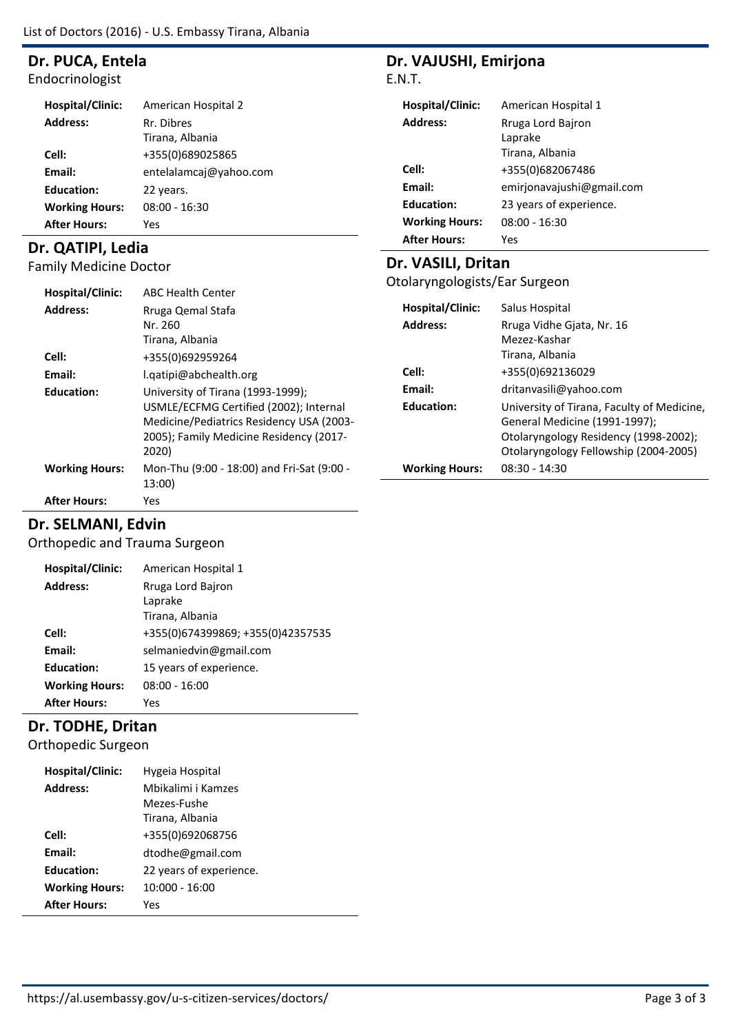## Dr. PUCA, Entela

Endocrinologist

| | |
|---|---|
| **Hospital/Clinic:** | American Hospital 2 |
| **Address:** | Rr. Dibres<br>Tirana, Albania |
| **Cell:** | +355(0)689025865 |
| **Email:** | entelalamcaj@yahoo.com |
| **Education:** | 22 years. |
| **Working Hours:** | 08:00 - 16:30 |
| **After Hours:** | Yes |

## Dr. QATIPI, Ledia

Family Medicine Doctor

| | |
|---|---|
| **Hospital/Clinic:** | ABC Health Center |
| **Address:** | Rruga Qemal Stafa<br>Nr. 260<br>Tirana, Albania |
| **Cell:** | +355(0)692959264 |
| **Email:** | l.qatipi@abchealth.org |
| **Education:** | University of Tirana (1993-1999); USMLE/ECFMG Certified (2002); Internal Medicine/Pediatrics Residency USA (2003-2005); Family Medicine Residency (2017-2020) |
| **Working Hours:** | Mon-Thu (9:00 - 18:00) and Fri-Sat (9:00 - 13:00) |
| **After Hours:** | Yes |

## Dr. SELMANI, Edvin

Orthopedic and Trauma Surgeon

| | |
|---|---|
| **Hospital/Clinic:** | American Hospital 1 |
| **Address:** | Rruga Lord Bajron<br>Laprake<br>Tirana, Albania |
| **Cell:** | +355(0)674399869; +355(0)42357535 |
| **Email:** | selmaniedvin@gmail.com |
| **Education:** | 15 years of experience. |
| **Working Hours:** | 08:00 - 16:00 |
| **After Hours:** | Yes |

## Dr. TODHE, Dritan

Orthopedic Surgeon

| | |
|---|---|
| **Hospital/Clinic:** | Hygeia Hospital |
| **Address:** | Mbikalimi i Kamzes<br>Mezes-Fushe<br>Tirana, Albania |
| **Cell:** | +355(0)692068756 |
| **Email:** | dtodhe@gmail.com |
| **Education:** | 22 years of experience. |
| **Working Hours:** | 10:000 - 16:00 |
| **After Hours:** | Yes |

## Dr. VAJUSHI, Emirjona

E.N.T.

| | |
|---|---|
| **Hospital/Clinic:** | American Hospital 1 |
| **Address:** | Rruga Lord Bajron<br>Laprake<br>Tirana, Albania |
| **Cell:** | +355(0)682067486 |
| **Email:** | emirjonavajushi@gmail.com |
| **Education:** | 23 years of experience. |
| **Working Hours:** | 08:00 - 16:30 |
| **After Hours:** | Yes |

## Dr. VASILI, Dritan

Otolaryngologists/Ear Surgeon

| | |
|---|---|
| **Hospital/Clinic:** | Salus Hospital |
| **Address:** | Rruga Vidhe Gjata, Nr. 16<br>Mezez-Kashar<br>Tirana, Albania |
| **Cell:** | +355(0)692136029 |
| **Email:** | dritanvasili@yahoo.com |
| **Education:** | University of Tirana, Faculty of Medicine, General Medicine (1991-1997); Otolaryngology Residency (1998-2002); Otolaryngology Fellowship (2004-2005) |
| **Working Hours:** | 08:30 - 14:30 |